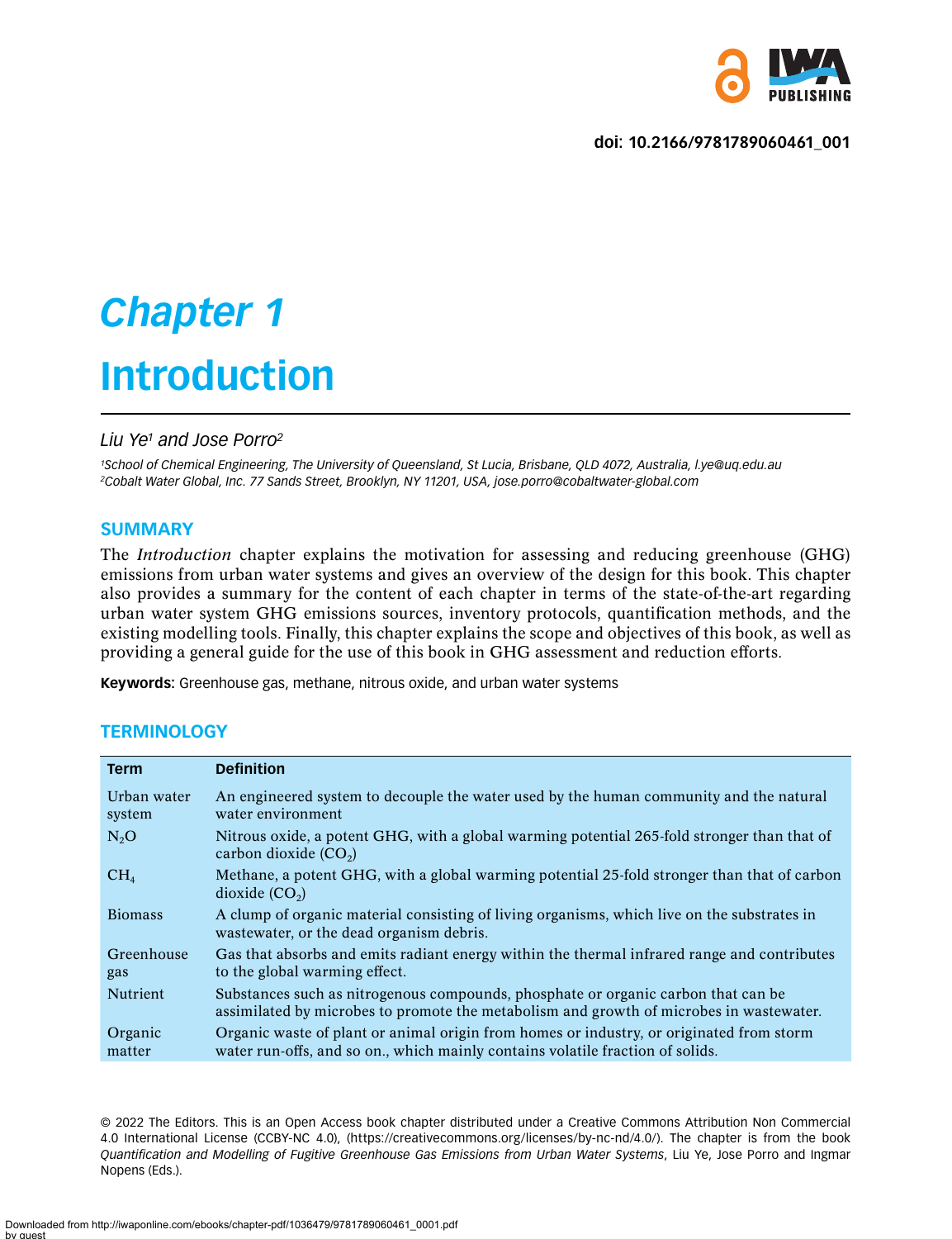doi: 10.2166/9781789060461_001

# *Chapter 1*

# Introduction

*Liu Ye[1] and Jose Porro[2]*

*[1]School of Chemical Engineering, The University of Queensland, St Lucia, Brisbane, QLD 4072, Australia, l.ye@uq.edu.au*
*[2]Cobalt Water Global, Inc. 77 Sands Street, Brooklyn, NY 11201, USA, jose.porro@cobaltwater-global.com*

## SUMMARY

The *Introduction* chapter explains the motivation for assessing and reducing greenhouse (GHG) emissions from urban water systems and gives an overview of the design for this book. This chapter also provides a summary for the content of each chapter in terms of the state-of-the-art regarding urban water system GHG emissions sources, inventory protocols, quantification methods, and the existing modelling tools. Finally, this chapter explains the scope and objectives of this book, as well as providing a general guide for the use of this book in GHG assessment and reduction efforts.

**Keywords:** Greenhouse gas, methane, nitrous oxide, and urban water systems

## TERMINOLOGY

| Term | Definition |
|---|---|
| Urban water system | An engineered system to decouple the water used by the human community and the natural water environment |
| $N_2O$ | Nitrous oxide, a potent GHG, with a global warming potential 265-fold stronger than that of carbon dioxide ($CO_2$) |
| $CH_4$ | Methane, a potent GHG, with a global warming potential 25-fold stronger than that of carbon dioxide ($CO_2$) |
| Biomass | A clump of organic material consisting of living organisms, which live on the substrates in wastewater, or the dead organism debris. |
| Greenhouse gas | Gas that absorbs and emits radiant energy within the thermal infrared range and contributes to the global warming effect. |
| Nutrient | Substances such as nitrogenous compounds, phosphate or organic carbon that can be assimilated by microbes to promote the metabolism and growth of microbes in wastewater. |
| Organic matter | Organic waste of plant or animal origin from homes or industry, or originated from storm water run-offs, and so on., which mainly contains volatile fraction of solids. |

© 2022 The Editors. This is an Open Access book chapter distributed under a Creative Commons Attribution Non Commercial 4.0 International License (CCBY-NC 4.0), (https://creativecommons.org/licenses/by-nc-nd/4.0/). The chapter is from the book *Quantification and Modelling of Fugitive Greenhouse Gas Emissions from Urban Water Systems*, Liu Ye, Jose Porro and Ingmar Nopens (Eds.).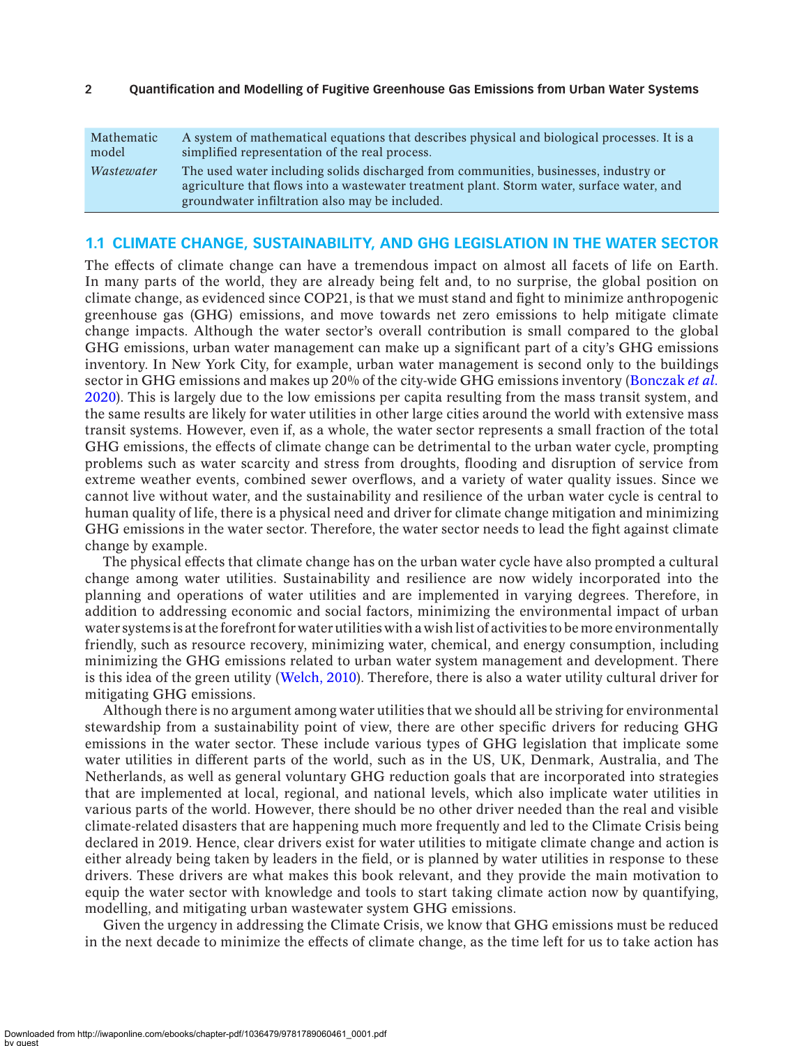| | |
|---|---|
| Mathematic model | A system of mathematical equations that describes physical and biological processes. It is a simplified representation of the real process. |
| *Wastewater* | The used water including solids discharged from communities, businesses, industry or agriculture that flows into a wastewater treatment plant. Storm water, surface water, and groundwater infiltration also may be included. |

## 1.1 CLIMATE CHANGE, SUSTAINABILITY, AND GHG LEGISLATION IN THE WATER SECTOR

The effects of climate change can have a tremendous impact on almost all facets of life on Earth. In many parts of the world, they are already being felt and, to no surprise, the global position on climate change, as evidenced since COP21, is that we must stand and fight to minimize anthropogenic greenhouse gas (GHG) emissions, and move towards net zero emissions to help mitigate climate change impacts. Although the water sector's overall contribution is small compared to the global GHG emissions, urban water management can make up a significant part of a city's GHG emissions inventory. In New York City, for example, urban water management is second only to the buildings sector in GHG emissions and makes up 20% of the city-wide GHG emissions inventory (Bonczak *et al*. 2020). This is largely due to the low emissions per capita resulting from the mass transit system, and the same results are likely for water utilities in other large cities around the world with extensive mass transit systems. However, even if, as a whole, the water sector represents a small fraction of the total GHG emissions, the effects of climate change can be detrimental to the urban water cycle, prompting problems such as water scarcity and stress from droughts, flooding and disruption of service from extreme weather events, combined sewer overflows, and a variety of water quality issues. Since we cannot live without water, and the sustainability and resilience of the urban water cycle is central to human quality of life, there is a physical need and driver for climate change mitigation and minimizing GHG emissions in the water sector. Therefore, the water sector needs to lead the fight against climate change by example.

The physical effects that climate change has on the urban water cycle have also prompted a cultural change among water utilities. Sustainability and resilience are now widely incorporated into the planning and operations of water utilities and are implemented in varying degrees. Therefore, in addition to addressing economic and social factors, minimizing the environmental impact of urban water systems is at the forefront for water utilities with a wish list of activities to be more environmentally friendly, such as resource recovery, minimizing water, chemical, and energy consumption, including minimizing the GHG emissions related to urban water system management and development. There is this idea of the green utility (Welch, 2010). Therefore, there is also a water utility cultural driver for mitigating GHG emissions.

Although there is no argument among water utilities that we should all be striving for environmental stewardship from a sustainability point of view, there are other specific drivers for reducing GHG emissions in the water sector. These include various types of GHG legislation that implicate some water utilities in different parts of the world, such as in the US, UK, Denmark, Australia, and The Netherlands, as well as general voluntary GHG reduction goals that are incorporated into strategies that are implemented at local, regional, and national levels, which also implicate water utilities in various parts of the world. However, there should be no other driver needed than the real and visible climate-related disasters that are happening much more frequently and led to the Climate Crisis being declared in 2019. Hence, clear drivers exist for water utilities to mitigate climate change and action is either already being taken by leaders in the field, or is planned by water utilities in response to these drivers. These drivers are what makes this book relevant, and they provide the main motivation to equip the water sector with knowledge and tools to start taking climate action now by quantifying, modelling, and mitigating urban wastewater system GHG emissions.

Given the urgency in addressing the Climate Crisis, we know that GHG emissions must be reduced in the next decade to minimize the effects of climate change, as the time left for us to take action has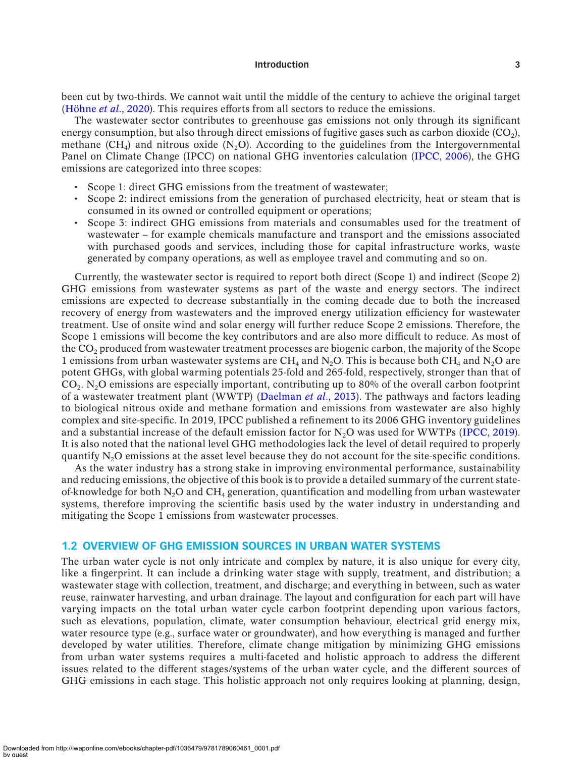been cut by two-thirds. We cannot wait until the middle of the century to achieve the original target (Höhne *et al*., 2020). This requires efforts from all sectors to reduce the emissions.

The wastewater sector contributes to greenhouse gas emissions not only through its significant energy consumption, but also through direct emissions of fugitive gases such as carbon dioxide ($CO_2$), methane ($CH_4$) and nitrous oxide ($N_2O$). According to the guidelines from the Intergovernmental Panel on Climate Change (IPCC) on national GHG inventories calculation (IPCC, 2006), the GHG emissions are categorized into three scopes:

- Scope 1: direct GHG emissions from the treatment of wastewater;
- Scope 2: indirect emissions from the generation of purchased electricity, heat or steam that is consumed in its owned or controlled equipment or operations;
- Scope 3: indirect GHG emissions from materials and consumables used for the treatment of wastewater – for example chemicals manufacture and transport and the emissions associated with purchased goods and services, including those for capital infrastructure works, waste generated by company operations, as well as employee travel and commuting and so on.

Currently, the wastewater sector is required to report both direct (Scope 1) and indirect (Scope 2) GHG emissions from wastewater systems as part of the waste and energy sectors. The indirect emissions are expected to decrease substantially in the coming decade due to both the increased recovery of energy from wastewaters and the improved energy utilization efficiency for wastewater treatment. Use of onsite wind and solar energy will further reduce Scope 2 emissions. Therefore, the Scope 1 emissions will become the key contributors and are also more difficult to reduce. As most of the $CO_2$ produced from wastewater treatment processes are biogenic carbon, the majority of the Scope 1 emissions from urban wastewater systems are $CH_4$ and $N_2O$. This is because both $CH_4$ and $N_2O$ are potent GHGs, with global warming potentials 25-fold and 265-fold, respectively, stronger than that of $CO_2$. $N_2O$ emissions are especially important, contributing up to 80% of the overall carbon footprint of a wastewater treatment plant (WWTP) (Daelman *et al*., 2013). The pathways and factors leading to biological nitrous oxide and methane formation and emissions from wastewater are also highly complex and site-specific. In 2019, IPCC published a refinement to its 2006 GHG inventory guidelines and a substantial increase of the default emission factor for $N_2O$ was used for WWTPs (IPCC, 2019). It is also noted that the national level GHG methodologies lack the level of detail required to properly quantify $N_2O$ emissions at the asset level because they do not account for the site-specific conditions.

As the water industry has a strong stake in improving environmental performance, sustainability and reducing emissions, the objective of this book is to provide a detailed summary of the current state-of-knowledge for both $N_2O$ and $CH_4$ generation, quantification and modelling from urban wastewater systems, therefore improving the scientific basis used by the water industry in understanding and mitigating the Scope 1 emissions from wastewater processes.

## 1.2 OVERVIEW OF GHG EMISSION SOURCES IN URBAN WATER SYSTEMS

The urban water cycle is not only intricate and complex by nature, it is also unique for every city, like a fingerprint. It can include a drinking water stage with supply, treatment, and distribution; a wastewater stage with collection, treatment, and discharge; and everything in between, such as water reuse, rainwater harvesting, and urban drainage. The layout and configuration for each part will have varying impacts on the total urban water cycle carbon footprint depending upon various factors, such as elevations, population, climate, water consumption behaviour, electrical grid energy mix, water resource type (e.g., surface water or groundwater), and how everything is managed and further developed by water utilities. Therefore, climate change mitigation by minimizing GHG emissions from urban water systems requires a multi-faceted and holistic approach to address the different issues related to the different stages/systems of the urban water cycle, and the different sources of GHG emissions in each stage. This holistic approach not only requires looking at planning, design,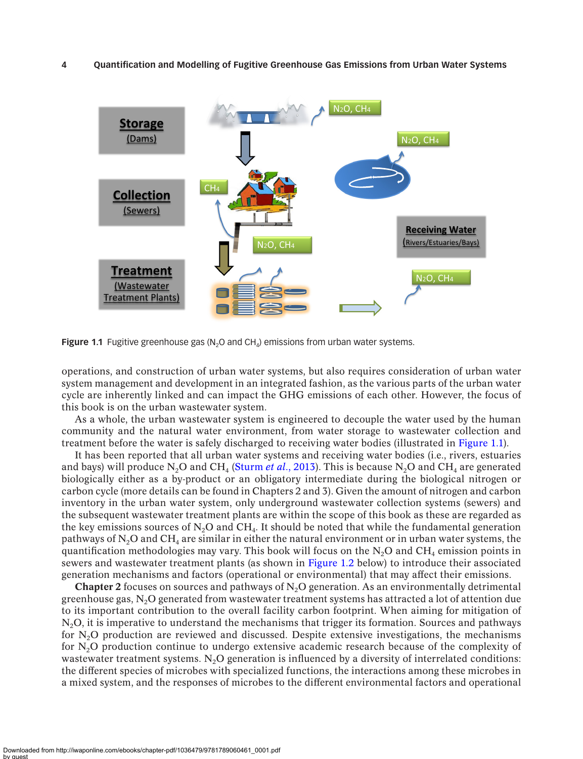Figure 1.1 Fugitive greenhouse gas ($N_2O$ and $CH_4$) emissions from urban water systems.

operations, and construction of urban water systems, but also requires consideration of urban water system management and development in an integrated fashion, as the various parts of the urban water cycle are inherently linked and can impact the GHG emissions of each other. However, the focus of this book is on the urban wastewater system.

As a whole, the urban wastewater system is engineered to decouple the water used by the human community and the natural water environment, from water storage to wastewater collection and treatment before the water is safely discharged to receiving water bodies (illustrated in Figure 1.1).

It has been reported that all urban water systems and receiving water bodies (i.e., rivers, estuaries and bays) will produce $N_2O$ and $CH_4$ (Sturm *et al.*, 2013). This is because $N_2O$ and $CH_4$ are generated biologically either as a by-product or an obligatory intermediate during the biological nitrogen or carbon cycle (more details can be found in Chapters 2 and 3). Given the amount of nitrogen and carbon inventory in the urban water system, only underground wastewater collection systems (sewers) and the subsequent wastewater treatment plants are within the scope of this book as these are regarded as the key emissions sources of $N_2O$ and $CH_4$. It should be noted that while the fundamental generation pathways of $N_2O$ and $CH_4$ are similar in either the natural environment or in urban water systems, the quantification methodologies may vary. This book will focus on the $N_2O$ and $CH_4$ emission points in sewers and wastewater treatment plants (as shown in Figure 1.2 below) to introduce their associated generation mechanisms and factors (operational or environmental) that may affect their emissions.

**Chapter 2** focuses on sources and pathways of $N_2O$ generation. As an environmentally detrimental greenhouse gas, $N_2O$ generated from wastewater treatment systems has attracted a lot of attention due to its important contribution to the overall facility carbon footprint. When aiming for mitigation of $N_2O$, it is imperative to understand the mechanisms that trigger its formation. Sources and pathways for $N_2O$ production are reviewed and discussed. Despite extensive investigations, the mechanisms for $N_2O$ production continue to undergo extensive academic research because of the complexity of wastewater treatment systems. $N_2O$ generation is influenced by a diversity of interrelated conditions: the different species of microbes with specialized functions, the interactions among these microbes in a mixed system, and the responses of microbes to the different environmental factors and operational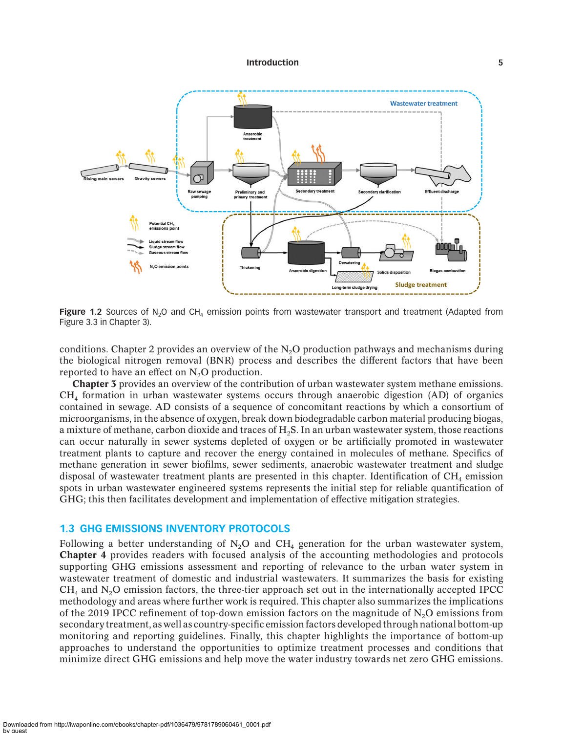**Figure 1.2** Sources of $N_2O$ and $CH_4$ emission points from wastewater transport and treatment (Adapted from Figure 3.3 in Chapter 3).

conditions. Chapter 2 provides an overview of the $N_2O$ production pathways and mechanisms during the biological nitrogen removal (BNR) process and describes the different factors that have been reported to have an effect on $N_2O$ production.

**Chapter 3** provides an overview of the contribution of urban wastewater system methane emissions. $CH_4$ formation in urban wastewater systems occurs through anaerobic digestion (AD) of organics contained in sewage. AD consists of a sequence of concomitant reactions by which a consortium of microorganisms, in the absence of oxygen, break down biodegradable carbon material producing biogas, a mixture of methane, carbon dioxide and traces of $H_2S$. In an urban wastewater system, those reactions can occur naturally in sewer systems depleted of oxygen or be artificially promoted in wastewater treatment plants to capture and recover the energy contained in molecules of methane. Specifics of methane generation in sewer biofilms, sewer sediments, anaerobic wastewater treatment and sludge disposal of wastewater treatment plants are presented in this chapter. Identification of $CH_4$ emission spots in urban wastewater engineered systems represents the initial step for reliable quantification of GHG; this then facilitates development and implementation of effective mitigation strategies.

## 1.3 GHG EMISSIONS INVENTORY PROTOCOLS

Following a better understanding of $N_2O$ and $CH_4$ generation for the urban wastewater system, **Chapter 4** provides readers with focused analysis of the accounting methodologies and protocols supporting GHG emissions assessment and reporting of relevance to the urban water system in wastewater treatment of domestic and industrial wastewaters. It summarizes the basis for existing $CH_4$ and $N_2O$ emission factors, the three-tier approach set out in the internationally accepted IPCC methodology and areas where further work is required. This chapter also summarizes the implications of the 2019 IPCC refinement of top-down emission factors on the magnitude of $N_2O$ emissions from secondary treatment, as well as country-specific emission factors developed through national bottom-up monitoring and reporting guidelines. Finally, this chapter highlights the importance of bottom-up approaches to understand the opportunities to optimize treatment processes and conditions that minimize direct GHG emissions and help move the water industry towards net zero GHG emissions.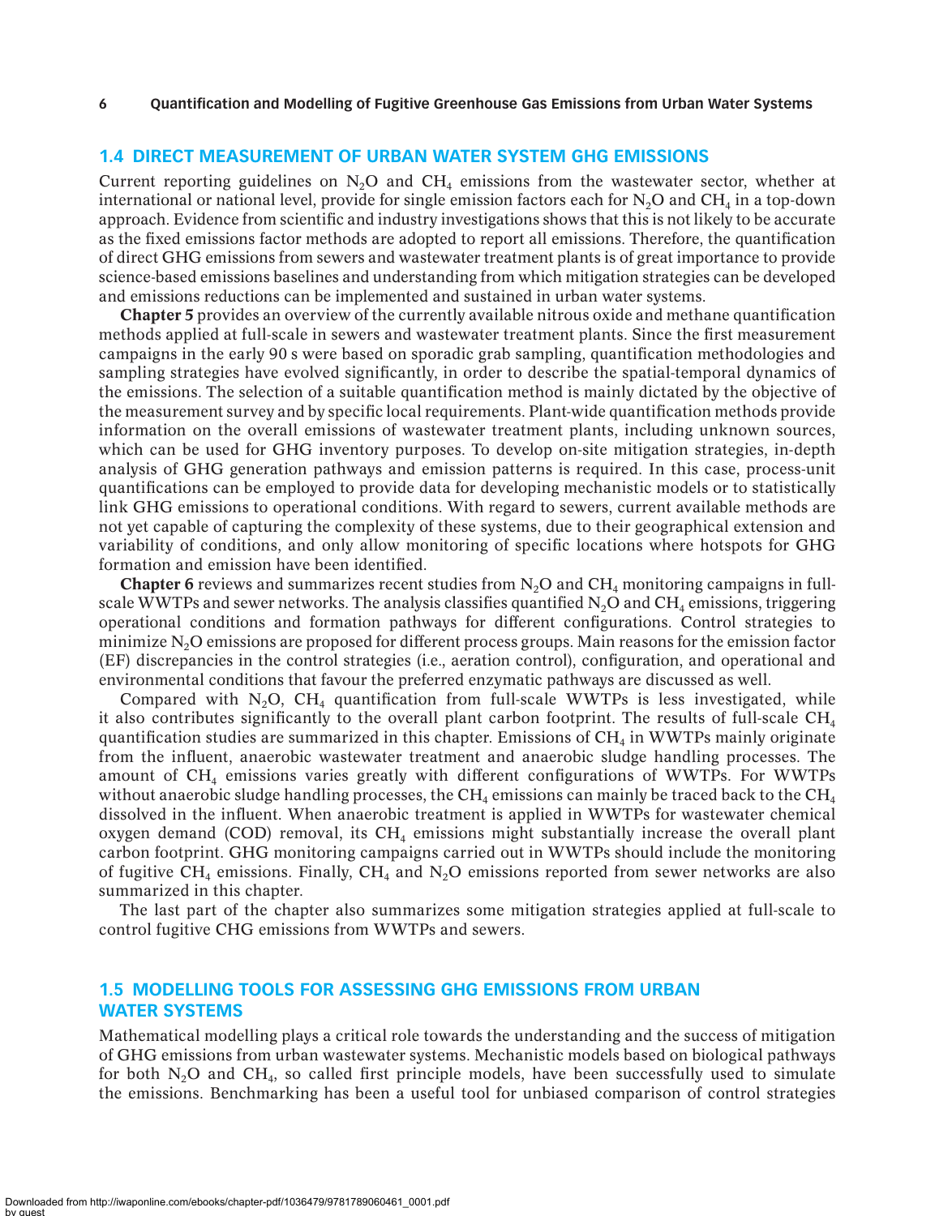## 1.4 DIRECT MEASUREMENT OF URBAN WATER SYSTEM GHG EMISSIONS

Current reporting guidelines on $N_2O$ and $CH_4$ emissions from the wastewater sector, whether at international or national level, provide for single emission factors each for $N_2O$ and $CH_4$ in a top-down approach. Evidence from scientific and industry investigations shows that this is not likely to be accurate as the fixed emissions factor methods are adopted to report all emissions. Therefore, the quantification of direct GHG emissions from sewers and wastewater treatment plants is of great importance to provide science-based emissions baselines and understanding from which mitigation strategies can be developed and emissions reductions can be implemented and sustained in urban water systems.

**Chapter 5** provides an overview of the currently available nitrous oxide and methane quantification methods applied at full-scale in sewers and wastewater treatment plants. Since the first measurement campaigns in the early 90 s were based on sporadic grab sampling, quantification methodologies and sampling strategies have evolved significantly, in order to describe the spatial-temporal dynamics of the emissions. The selection of a suitable quantification method is mainly dictated by the objective of the measurement survey and by specific local requirements. Plant-wide quantification methods provide information on the overall emissions of wastewater treatment plants, including unknown sources, which can be used for GHG inventory purposes. To develop on-site mitigation strategies, in-depth analysis of GHG generation pathways and emission patterns is required. In this case, process-unit quantifications can be employed to provide data for developing mechanistic models or to statistically link GHG emissions to operational conditions. With regard to sewers, current available methods are not yet capable of capturing the complexity of these systems, due to their geographical extension and variability of conditions, and only allow monitoring of specific locations where hotspots for GHG formation and emission have been identified.

**Chapter 6** reviews and summarizes recent studies from $N_2O$ and $CH_4$ monitoring campaigns in full-scale WWTPs and sewer networks. The analysis classifies quantified $N_2O$ and $CH_4$ emissions, triggering operational conditions and formation pathways for different configurations. Control strategies to minimize $N_2O$ emissions are proposed for different process groups. Main reasons for the emission factor (EF) discrepancies in the control strategies (i.e., aeration control), configuration, and operational and environmental conditions that favour the preferred enzymatic pathways are discussed as well.

Compared with $N_2O$, $CH_4$ quantification from full-scale WWTPs is less investigated, while it also contributes significantly to the overall plant carbon footprint. The results of full-scale $CH_4$ quantification studies are summarized in this chapter. Emissions of $CH_4$ in WWTPs mainly originate from the influent, anaerobic wastewater treatment and anaerobic sludge handling processes. The amount of $CH_4$ emissions varies greatly with different configurations of WWTPs. For WWTPs without anaerobic sludge handling processes, the $CH_4$ emissions can mainly be traced back to the $CH_4$ dissolved in the influent. When anaerobic treatment is applied in WWTPs for wastewater chemical oxygen demand (COD) removal, its $CH_4$ emissions might substantially increase the overall plant carbon footprint. GHG monitoring campaigns carried out in WWTPs should include the monitoring of fugitive $CH_4$ emissions. Finally, $CH_4$ and $N_2O$ emissions reported from sewer networks are also summarized in this chapter.

The last part of the chapter also summarizes some mitigation strategies applied at full-scale to control fugitive CHG emissions from WWTPs and sewers.

## 1.5 MODELLING TOOLS FOR ASSESSING GHG EMISSIONS FROM URBAN WATER SYSTEMS

Mathematical modelling plays a critical role towards the understanding and the success of mitigation of GHG emissions from urban wastewater systems. Mechanistic models based on biological pathways for both $N_2O$ and $CH_4$, so called first principle models, have been successfully used to simulate the emissions. Benchmarking has been a useful tool for unbiased comparison of control strategies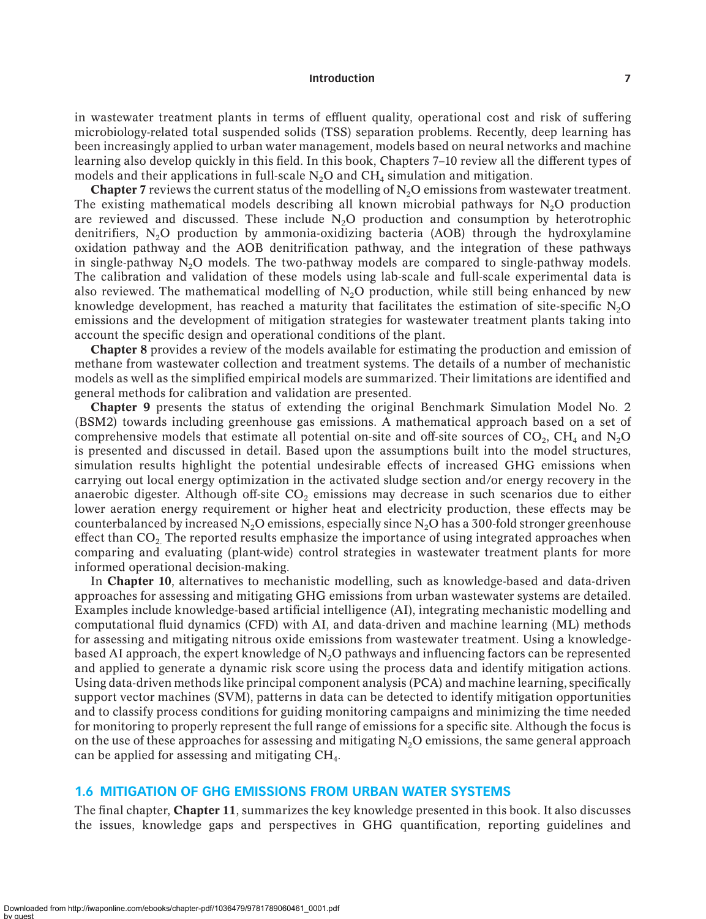in wastewater treatment plants in terms of effluent quality, operational cost and risk of suffering microbiology-related total suspended solids (TSS) separation problems. Recently, deep learning has been increasingly applied to urban water management, models based on neural networks and machine learning also develop quickly in this field. In this book, Chapters 7–10 review all the different types of models and their applications in full-scale $N_2O$ and $CH_4$ simulation and mitigation.

**Chapter 7** reviews the current status of the modelling of $N_2O$ emissions from wastewater treatment. The existing mathematical models describing all known microbial pathways for $N_2O$ production are reviewed and discussed. These include $N_2O$ production and consumption by heterotrophic denitrifiers, $N_2O$ production by ammonia-oxidizing bacteria (AOB) through the hydroxylamine oxidation pathway and the AOB denitrification pathway, and the integration of these pathways in single-pathway $N_2O$ models. The two-pathway models are compared to single-pathway models. The calibration and validation of these models using lab-scale and full-scale experimental data is also reviewed. The mathematical modelling of $N_2O$ production, while still being enhanced by new knowledge development, has reached a maturity that facilitates the estimation of site-specific $N_2O$ emissions and the development of mitigation strategies for wastewater treatment plants taking into account the specific design and operational conditions of the plant.

**Chapter 8** provides a review of the models available for estimating the production and emission of methane from wastewater collection and treatment systems. The details of a number of mechanistic models as well as the simplified empirical models are summarized. Their limitations are identified and general methods for calibration and validation are presented.

**Chapter 9** presents the status of extending the original Benchmark Simulation Model No. 2 (BSM2) towards including greenhouse gas emissions. A mathematical approach based on a set of comprehensive models that estimate all potential on-site and off-site sources of $CO_2$, $CH_4$ and $N_2O$ is presented and discussed in detail. Based upon the assumptions built into the model structures, simulation results highlight the potential undesirable effects of increased GHG emissions when carrying out local energy optimization in the activated sludge section and/or energy recovery in the anaerobic digester. Although off-site $CO_2$ emissions may decrease in such scenarios due to either lower aeration energy requirement or higher heat and electricity production, these effects may be counterbalanced by increased $N_2O$ emissions, especially since $N_2O$ has a 300-fold stronger greenhouse effect than $CO_2$. The reported results emphasize the importance of using integrated approaches when comparing and evaluating (plant-wide) control strategies in wastewater treatment plants for more informed operational decision-making.

In **Chapter 10**, alternatives to mechanistic modelling, such as knowledge-based and data-driven approaches for assessing and mitigating GHG emissions from urban wastewater systems are detailed. Examples include knowledge-based artificial intelligence (AI), integrating mechanistic modelling and computational fluid dynamics (CFD) with AI, and data-driven and machine learning (ML) methods for assessing and mitigating nitrous oxide emissions from wastewater treatment. Using a knowledge-based AI approach, the expert knowledge of $N_2O$ pathways and influencing factors can be represented and applied to generate a dynamic risk score using the process data and identify mitigation actions. Using data-driven methods like principal component analysis (PCA) and machine learning, specifically support vector machines (SVM), patterns in data can be detected to identify mitigation opportunities and to classify process conditions for guiding monitoring campaigns and minimizing the time needed for monitoring to properly represent the full range of emissions for a specific site. Although the focus is on the use of these approaches for assessing and mitigating $N_2O$ emissions, the same general approach can be applied for assessing and mitigating $CH_4$.

## 1.6 MITIGATION OF GHG EMISSIONS FROM URBAN WATER SYSTEMS

The final chapter, **Chapter 11**, summarizes the key knowledge presented in this book. It also discusses the issues, knowledge gaps and perspectives in GHG quantification, reporting guidelines and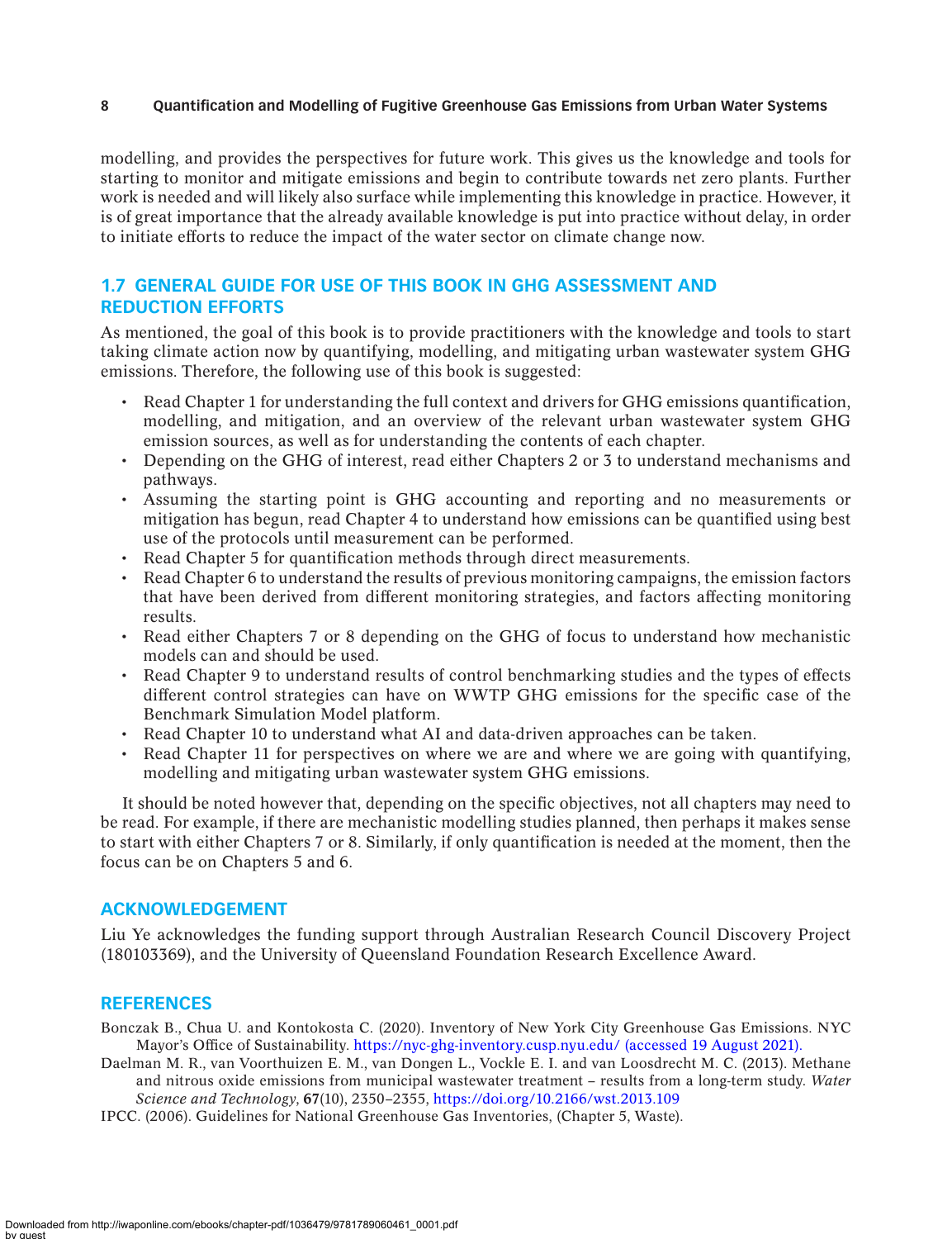modelling, and provides the perspectives for future work. This gives us the knowledge and tools for starting to monitor and mitigate emissions and begin to contribute towards net zero plants. Further work is needed and will likely also surface while implementing this knowledge in practice. However, it is of great importance that the already available knowledge is put into practice without delay, in order to initiate efforts to reduce the impact of the water sector on climate change now.

## 1.7 GENERAL GUIDE FOR USE OF THIS BOOK IN GHG ASSESSMENT AND REDUCTION EFFORTS

As mentioned, the goal of this book is to provide practitioners with the knowledge and tools to start taking climate action now by quantifying, modelling, and mitigating urban wastewater system GHG emissions. Therefore, the following use of this book is suggested:

- Read Chapter 1 for understanding the full context and drivers for GHG emissions quantification, modelling, and mitigation, and an overview of the relevant urban wastewater system GHG emission sources, as well as for understanding the contents of each chapter.
- Depending on the GHG of interest, read either Chapters 2 or 3 to understand mechanisms and pathways.
- Assuming the starting point is GHG accounting and reporting and no measurements or mitigation has begun, read Chapter 4 to understand how emissions can be quantified using best use of the protocols until measurement can be performed.
- Read Chapter 5 for quantification methods through direct measurements.
- Read Chapter 6 to understand the results of previous monitoring campaigns, the emission factors that have been derived from different monitoring strategies, and factors affecting monitoring results.
- Read either Chapters 7 or 8 depending on the GHG of focus to understand how mechanistic models can and should be used.
- Read Chapter 9 to understand results of control benchmarking studies and the types of effects different control strategies can have on WWTP GHG emissions for the specific case of the Benchmark Simulation Model platform.
- Read Chapter 10 to understand what AI and data-driven approaches can be taken.
- Read Chapter 11 for perspectives on where we are and where we are going with quantifying, modelling and mitigating urban wastewater system GHG emissions.

It should be noted however that, depending on the specific objectives, not all chapters may need to be read. For example, if there are mechanistic modelling studies planned, then perhaps it makes sense to start with either Chapters 7 or 8. Similarly, if only quantification is needed at the moment, then the focus can be on Chapters 5 and 6.

## ACKNOWLEDGEMENT

Liu Ye acknowledges the funding support through Australian Research Council Discovery Project (180103369), and the University of Queensland Foundation Research Excellence Award.

## REFERENCES

Bonczak B., Chua U. and Kontokosta C. (2020). Inventory of New York City Greenhouse Gas Emissions. NYC Mayor's Office of Sustainability. https://nyc-ghg-inventory.cusp.nyu.edu/ (accessed 19 August 2021).

Daelman M. R., van Voorthuizen E. M., van Dongen L., Vockle E. I. and van Loosdrecht M. C. (2013). Methane and nitrous oxide emissions from municipal wastewater treatment – results from a long-term study. *Water Science and Technology*, **67**(10), 2350–2355, https://doi.org/10.2166/wst.2013.109

IPCC. (2006). Guidelines for National Greenhouse Gas Inventories, (Chapter 5, Waste).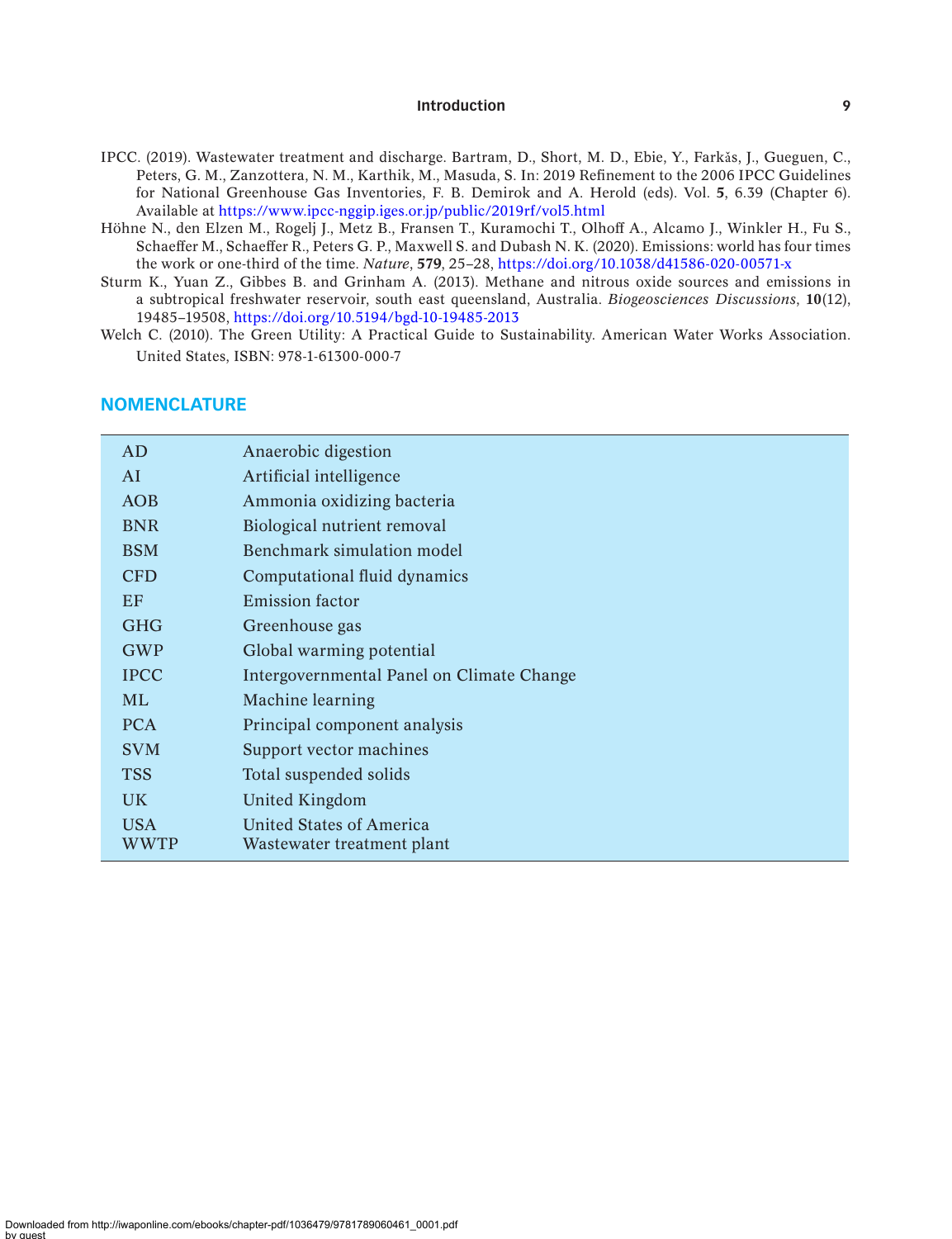IPCC. (2019). Wastewater treatment and discharge. Bartram, D., Short, M. D., Ebie, Y., Farkǎs, J., Gueguen, C., Peters, G. M., Zanzottera, N. M., Karthik, M., Masuda, S. In: 2019 Refinement to the 2006 IPCC Guidelines for National Greenhouse Gas Inventories, F. B. Demirok and A. Herold (eds). Vol. **5**, 6.39 (Chapter 6). Available at https://www.ipcc-nggip.iges.or.jp/public/2019rf/vol5.html

Höhne N., den Elzen M., Rogelj J., Metz B., Fransen T., Kuramochi T., Olhoff A., Alcamo J., Winkler H., Fu S., Schaeffer M., Schaeffer R., Peters G. P., Maxwell S. and Dubash N. K. (2020). Emissions: world has four times the work or one-third of the time. *Nature*, **579**, 25–28, https://doi.org/10.1038/d41586-020-00571-x

Sturm K., Yuan Z., Gibbes B. and Grinham A. (2013). Methane and nitrous oxide sources and emissions in a subtropical freshwater reservoir, south east queensland, Australia. *Biogeosciences Discussions*, **10**(12), 19485–19508, https://doi.org/10.5194/bgd-10-19485-2013

Welch C. (2010). The Green Utility: A Practical Guide to Sustainability. American Water Works Association. United States, ISBN: 978-1-61300-000-7

## NOMENCLATURE

| | |
|---|---|
| AD | Anaerobic digestion |
| AI | Artificial intelligence |
| AOB | Ammonia oxidizing bacteria |
| BNR | Biological nutrient removal |
| BSM | Benchmark simulation model |
| CFD | Computational fluid dynamics |
| EF | Emission factor |
| GHG | Greenhouse gas |
| GWP | Global warming potential |
| IPCC | Intergovernmental Panel on Climate Change |
| ML | Machine learning |
| PCA | Principal component analysis |
| SVM | Support vector machines |
| TSS | Total suspended solids |
| UK | United Kingdom |
| USA | United States of America |
| WWTP | Wastewater treatment plant |